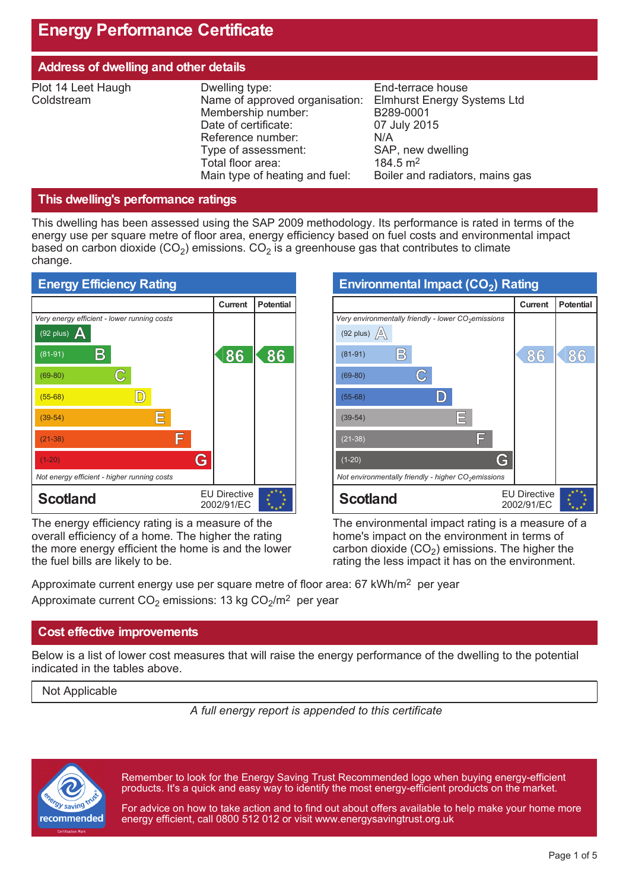# Energy Performance Certificate

## Address of dwelling and other details

Plot 14 Leet Haugh
Coldstream

| | |
|---|---|
| Dwelling type: | End-terrace house |
| Name of approved organisation: | Elmhurst Energy Systems Ltd |
| Membership number: | B289-0001 |
| Date of certificate: | 07 July 2015 |
| Reference number: | N/A |
| Type of assessment: | SAP, new dwelling |
| Total floor area: | 184.5 $m^2$ |
| Main type of heating and fuel: | Boiler and radiators, mains gas |

## This dwelling's performance ratings

This dwelling has been assessed using the SAP 2009 methodology. Its performance is rated in terms of the energy use per square metre of floor area, energy efficiency based on fuel costs and environmental impact based on carbon dioxide ($CO_2$) emissions. $CO_2$ is a greenhouse gas that contributes to climate change.

### Energy Efficiency Rating

| | Current | Potential |
|---|---|---|
| *Very energy efficient - lower running costs* | | |
| (92 plus) A | | |
| (81-91) B | 86 | 86 |
| (69-80) C | | |
| (55-68) D | | |
| (39-54) E | | |
| (21-38) F | | |
| (1-20) G | | |
| *Not energy efficient - higher running costs* | | |
| **Scotland** — EU Directive 2002/91/EC | | |

The energy efficiency rating is a measure of the overall efficiency of a home. The higher the rating the more energy efficient the home is and the lower the fuel bills are likely to be.

### Environmental Impact ($CO_2$) Rating

| | Current | Potential |
|---|---|---|
| *Very environmentally friendly - lower $CO_2$ emissions* | | |
| (92 plus) A | | |
| (81-91) B | 86 | 86 |
| (69-80) C | | |
| (55-68) D | | |
| (39-54) E | | |
| (21-38) F | | |
| (1-20) G | | |
| *Not environmentally friendly - higher $CO_2$ emissions* | | |
| **Scotland** — EU Directive 2002/91/EC | | |

The environmental impact rating is a measure of a home's impact on the environment in terms of carbon dioxide ($CO_2$) emissions. The higher the rating the less impact it has on the environment.

Approximate current energy use per square metre of floor area: 67 kWh/$m^2$ per year
Approximate current $CO_2$ emissions: 13 kg $CO_2$/$m^2$ per year

## Cost effective improvements

Below is a list of lower cost measures that will raise the energy performance of the dwelling to the potential indicated in the tables above.

| Not Applicable |
|---|

*A full energy report is appended to this certificate*

Remember to look for the Energy Saving Trust Recommended logo when buying energy-efficient products. It's a quick and easy way to identify the most energy-efficient products on the market.

For advice on how to take action and to find out about offers available to help make your home more energy efficient, call 0800 512 012 or visit www.energysavingtrust.org.uk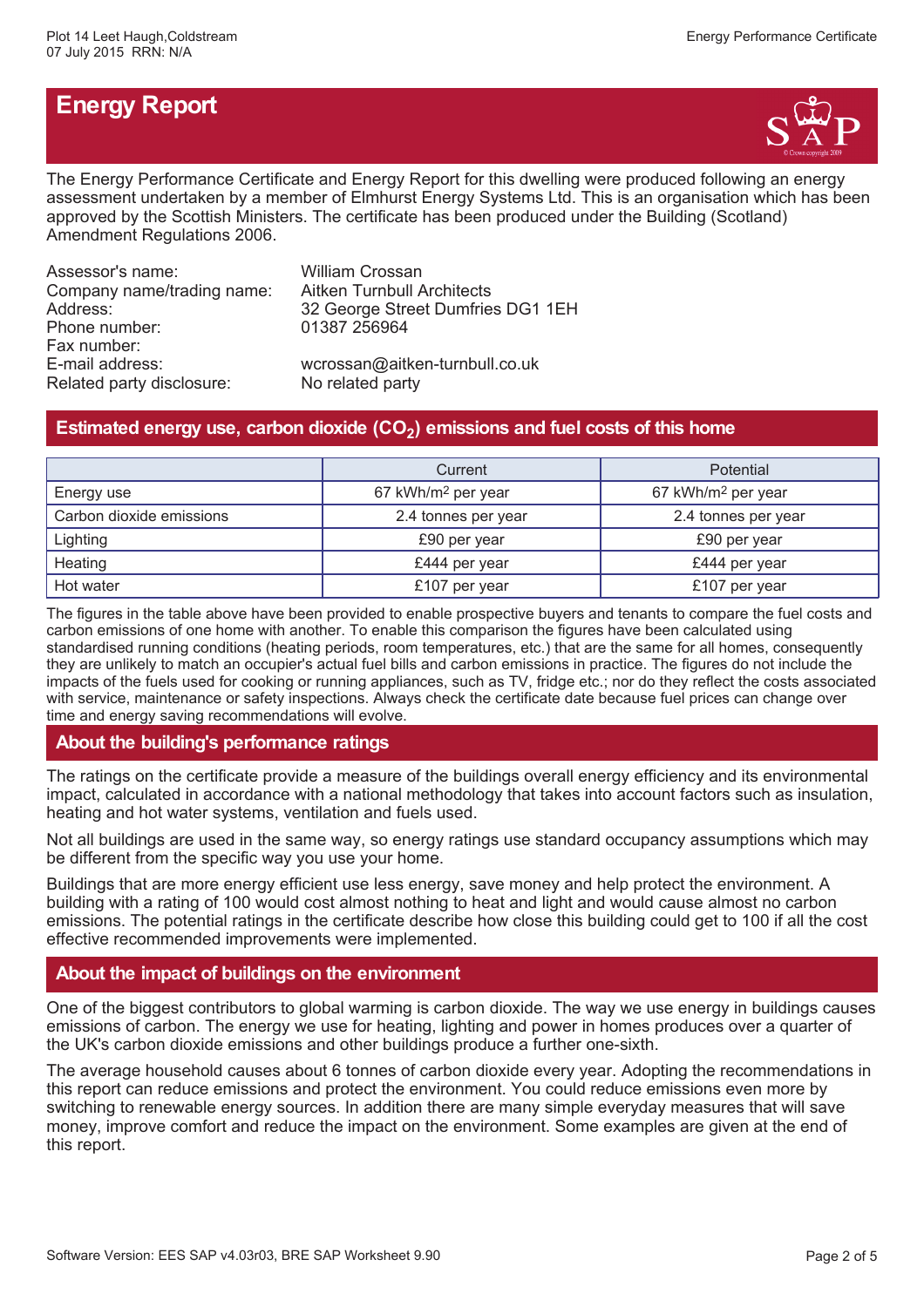# Energy Report

The Energy Performance Certificate and Energy Report for this dwelling were produced following an energy assessment undertaken by a member of Elmhurst Energy Systems Ltd. This is an organisation which has been approved by the Scottish Ministers. The certificate has been produced under the Building (Scotland) Amendment Regulations 2006.

| | |
|---|---|
| Assessor's name: | William Crossan |
| Company name/trading name: | Aitken Turnbull Architects |
| Address: | 32 George Street Dumfries DG1 1EH |
| Phone number: | 01387 256964 |
| Fax number: | |
| E-mail address: | wcrossan@aitken-turnbull.co.uk |
| Related party disclosure: | No related party |

## Estimated energy use, carbon dioxide ($CO_2$) emissions and fuel costs of this home

| | Current | Potential |
|---|---|---|
| Energy use | 67 kWh/m$^2$ per year | 67 kWh/m$^2$ per year |
| Carbon dioxide emissions | 2.4 tonnes per year | 2.4 tonnes per year |
| Lighting | £90 per year | £90 per year |
| Heating | £444 per year | £444 per year |
| Hot water | £107 per year | £107 per year |

The figures in the table above have been provided to enable prospective buyers and tenants to compare the fuel costs and carbon emissions of one home with another. To enable this comparison the figures have been calculated using standardised running conditions (heating periods, room temperatures, etc.) that are the same for all homes, consequently they are unlikely to match an occupier's actual fuel bills and carbon emissions in practice. The figures do not include the impacts of the fuels used for cooking or running appliances, such as TV, fridge etc.; nor do they reflect the costs associated with service, maintenance or safety inspections. Always check the certificate date because fuel prices can change over time and energy saving recommendations will evolve.

## About the building's performance ratings

The ratings on the certificate provide a measure of the buildings overall energy efficiency and its environmental impact, calculated in accordance with a national methodology that takes into account factors such as insulation, heating and hot water systems, ventilation and fuels used.

Not all buildings are used in the same way, so energy ratings use standard occupancy assumptions which may be different from the specific way you use your home.

Buildings that are more energy efficient use less energy, save money and help protect the environment. A building with a rating of 100 would cost almost nothing to heat and light and would cause almost no carbon emissions. The potential ratings in the certificate describe how close this building could get to 100 if all the cost effective recommended improvements were implemented.

## About the impact of buildings on the environment

One of the biggest contributors to global warming is carbon dioxide. The way we use energy in buildings causes emissions of carbon. The energy we use for heating, lighting and power in homes produces over a quarter of the UK's carbon dioxide emissions and other buildings produce a further one-sixth.

The average household causes about 6 tonnes of carbon dioxide every year. Adopting the recommendations in this report can reduce emissions and protect the environment. You could reduce emissions even more by switching to renewable energy sources. In addition there are many simple everyday measures that will save money, improve comfort and reduce the impact on the environment. Some examples are given at the end of this report.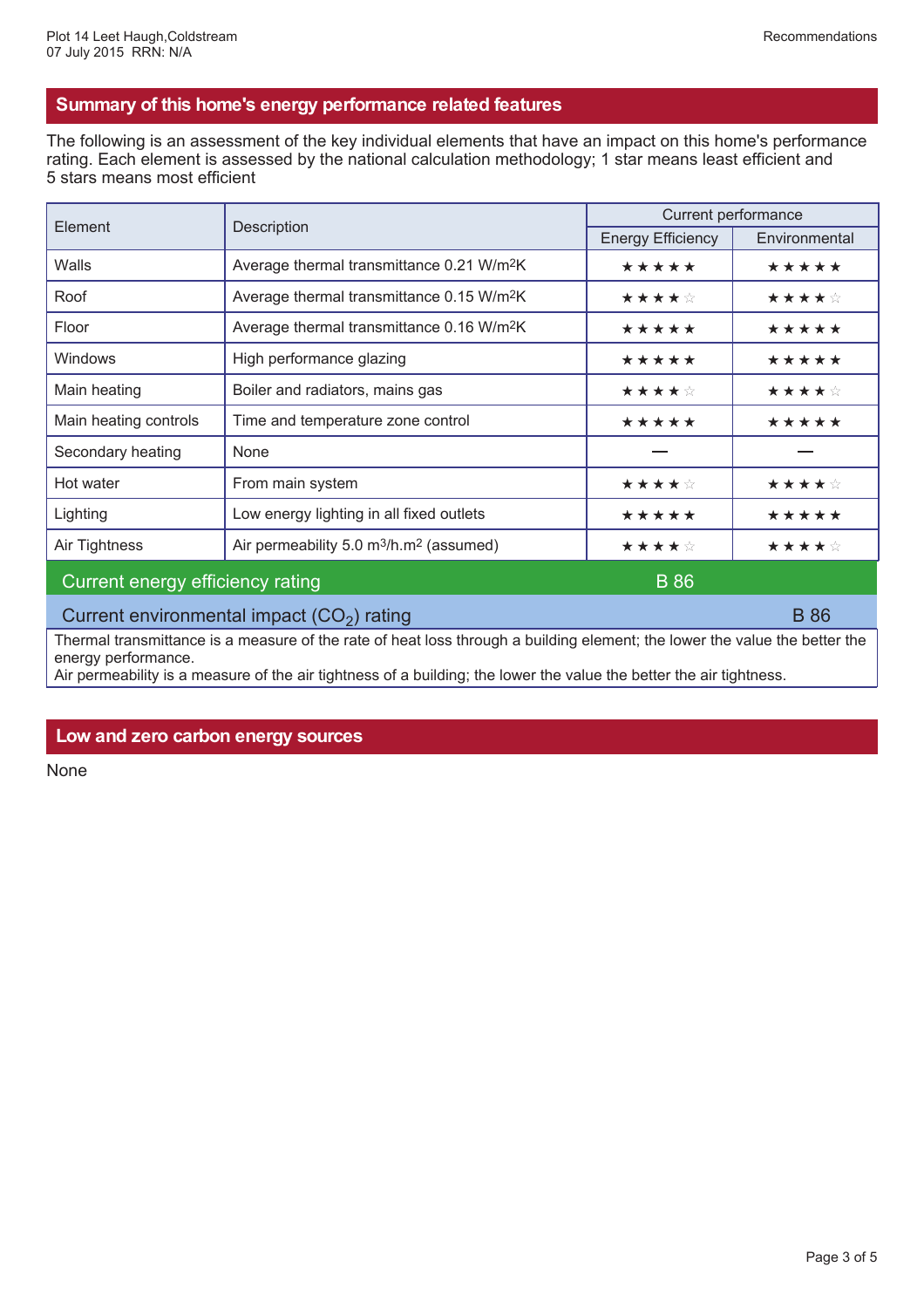## Summary of this home's energy performance related features

The following is an assessment of the key individual elements that have an impact on this home's performance rating. Each element is assessed by the national calculation methodology; 1 star means least efficient and 5 stars means most efficient

| Element | Description | Current performance | |
|---|---|---|---|
| | | Energy Efficiency | Environmental |
| Walls | Average thermal transmittance 0.21 W/m²K | ★★★★★ | ★★★★★ |
| Roof | Average thermal transmittance 0.15 W/m²K | ★★★★☆ | ★★★★☆ |
| Floor | Average thermal transmittance 0.16 W/m²K | ★★★★★ | ★★★★★ |
| Windows | High performance glazing | ★★★★★ | ★★★★★ |
| Main heating | Boiler and radiators, mains gas | ★★★★☆ | ★★★★☆ |
| Main heating controls | Time and temperature zone control | ★★★★★ | ★★★★★ |
| Secondary heating | None | — | — |
| Hot water | From main system | ★★★★☆ | ★★★★☆ |
| Lighting | Low energy lighting in all fixed outlets | ★★★★★ | ★★★★★ |
| Air Tightness | Air permeability 5.0 m³/h.m² (assumed) | ★★★★☆ | ★★★★☆ |

**Current energy efficiency rating:** B 86

**Current environmental impact ($CO_2$) rating:** B 86

Thermal transmittance is a measure of the rate of heat loss through a building element; the lower the value the better the energy performance.
Air permeability is a measure of the air tightness of a building; the lower the value the better the air tightness.

## Low and zero carbon energy sources

None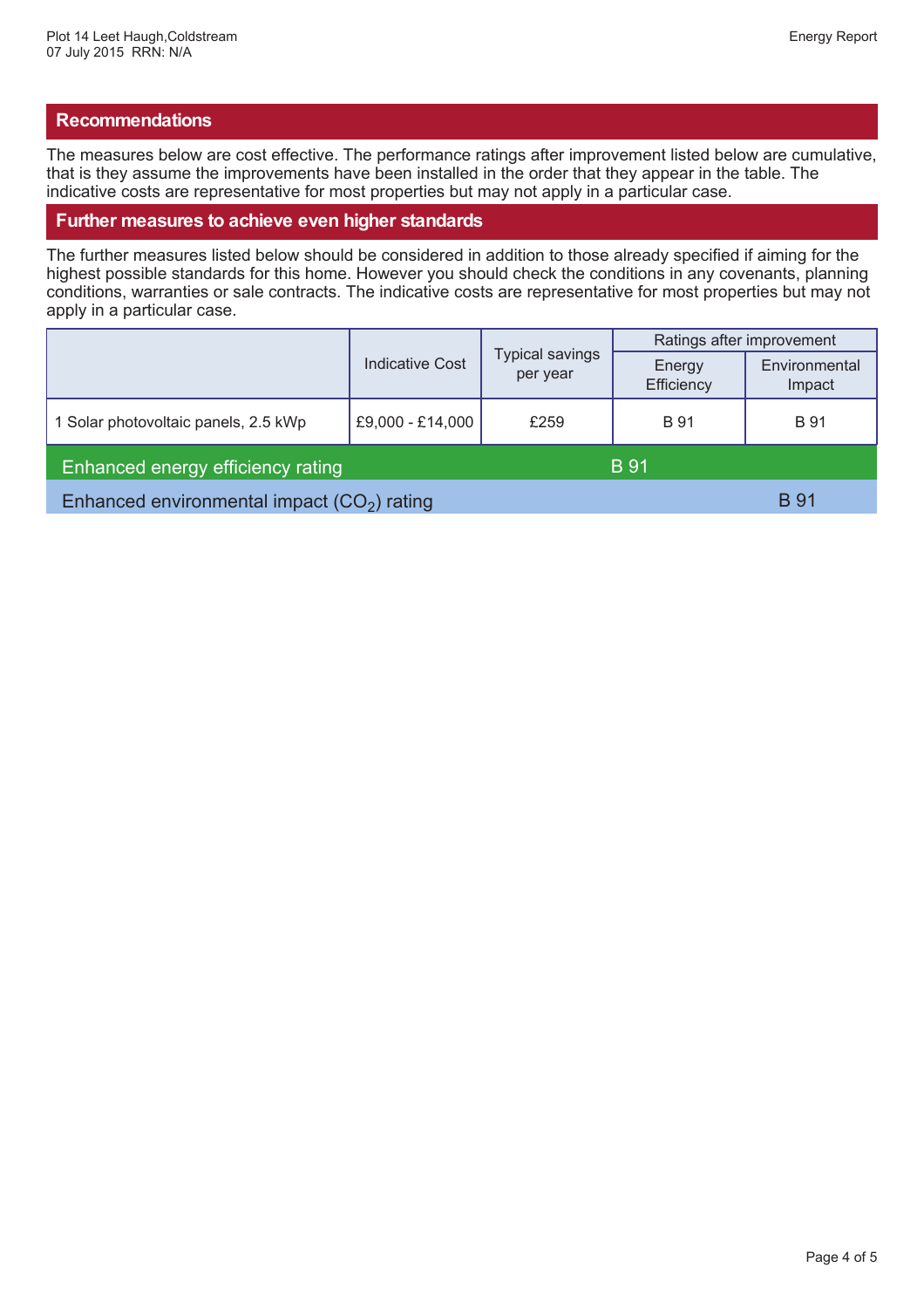## Recommendations

The measures below are cost effective. The performance ratings after improvement listed below are cumulative, that is they assume the improvements have been installed in the order that they appear in the table. The indicative costs are representative for most properties but may not apply in a particular case.

## Further measures to achieve even higher standards

The further measures listed below should be considered in addition to those already specified if aiming for the highest possible standards for this home. However you should check the conditions in any covenants, planning conditions, warranties or sale contracts. The indicative costs are representative for most properties but may not apply in a particular case.

| | Indicative Cost | Typical savings per year | Ratings after improvement | |
|---|---|---|---|---|
| | | | Energy Efficiency | Environmental Impact |
| 1 Solar photovoltaic panels, 2.5 kWp | £9,000 - £14,000 | £259 | B 91 | B 91 |

Enhanced energy efficiency rating: B 91

Enhanced environmental impact ($CO_2$) rating: B 91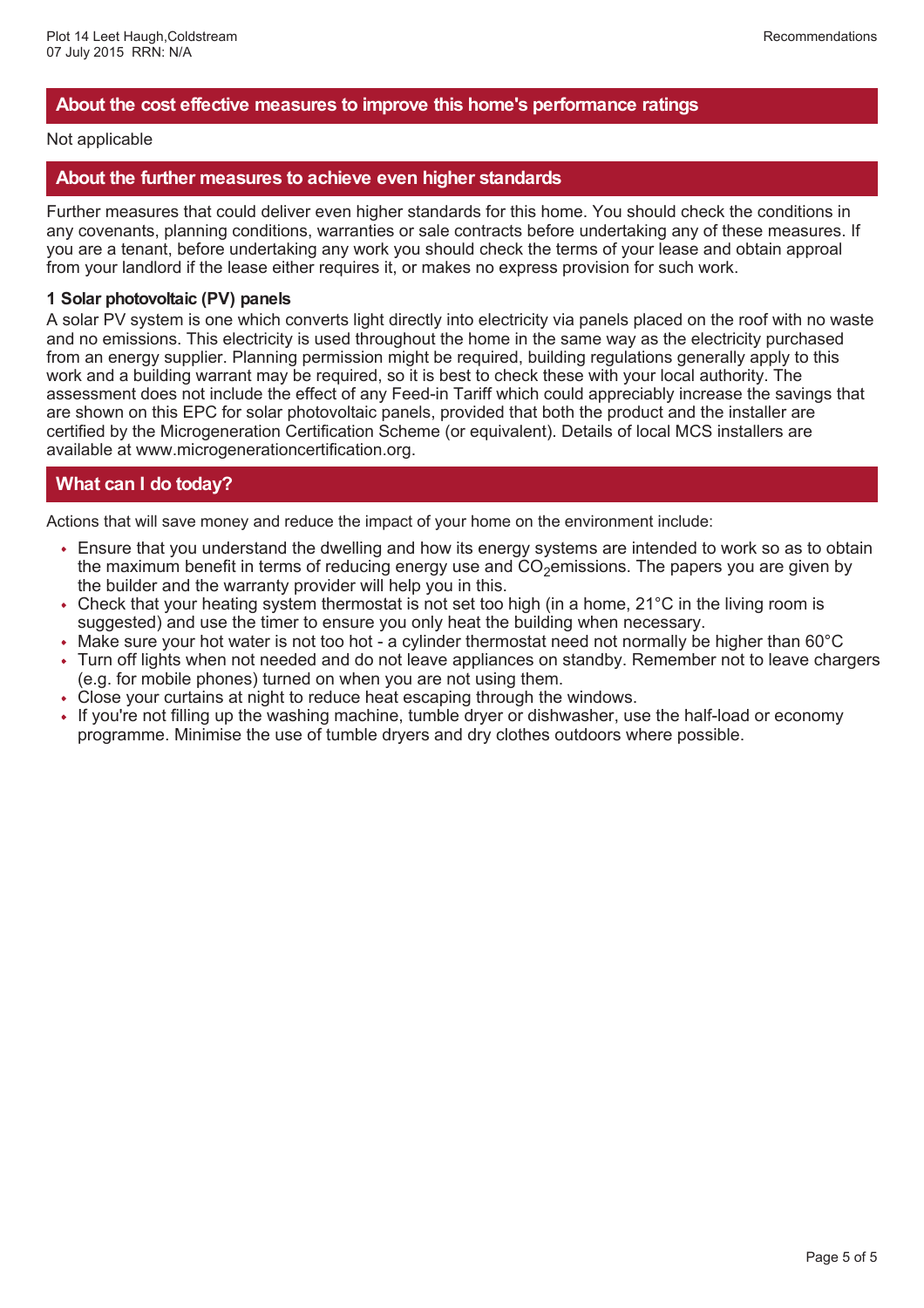## About the cost effective measures to improve this home's performance ratings

Not applicable

## About the further measures to achieve even higher standards

Further measures that could deliver even higher standards for this home. You should check the conditions in any covenants, planning conditions, warranties or sale contracts before undertaking any of these measures. If you are a tenant, before undertaking any work you should check the terms of your lease and obtain approval from your landlord if the lease either requires it, or makes no express provision for such work.

**1 Solar photovoltaic (PV) panels**

A solar PV system is one which converts light directly into electricity via panels placed on the roof with no waste and no emissions. This electricity is used throughout the home in the same way as the electricity purchased from an energy supplier. Planning permission might be required, building regulations generally apply to this work and a building warrant may be required, so it is best to check these with your local authority. The assessment does not include the effect of any Feed-in Tariff which could appreciably increase the savings that are shown on this EPC for solar photovoltaic panels, provided that both the product and the installer are certified by the Microgeneration Certification Scheme (or equivalent). Details of local MCS installers are available at www.microgenerationcertification.org.

## What can I do today?

Actions that will save money and reduce the impact of your home on the environment include:

- Ensure that you understand the dwelling and how its energy systems are intended to work so as to obtain the maximum benefit in terms of reducing energy use and $CO_2$emissions. The papers you are given by the builder and the warranty provider will help you in this.
- Check that your heating system thermostat is not set too high (in a home, 21°C in the living room is suggested) and use the timer to ensure you only heat the building when necessary.
- Make sure your hot water is not too hot - a cylinder thermostat need not normally be higher than 60°C
- Turn off lights when not needed and do not leave appliances on standby. Remember not to leave chargers (e.g. for mobile phones) turned on when you are not using them.
- Close your curtains at night to reduce heat escaping through the windows.
- If you're not filling up the washing machine, tumble dryer or dishwasher, use the half-load or economy programme. Minimise the use of tumble dryers and dry clothes outdoors where possible.